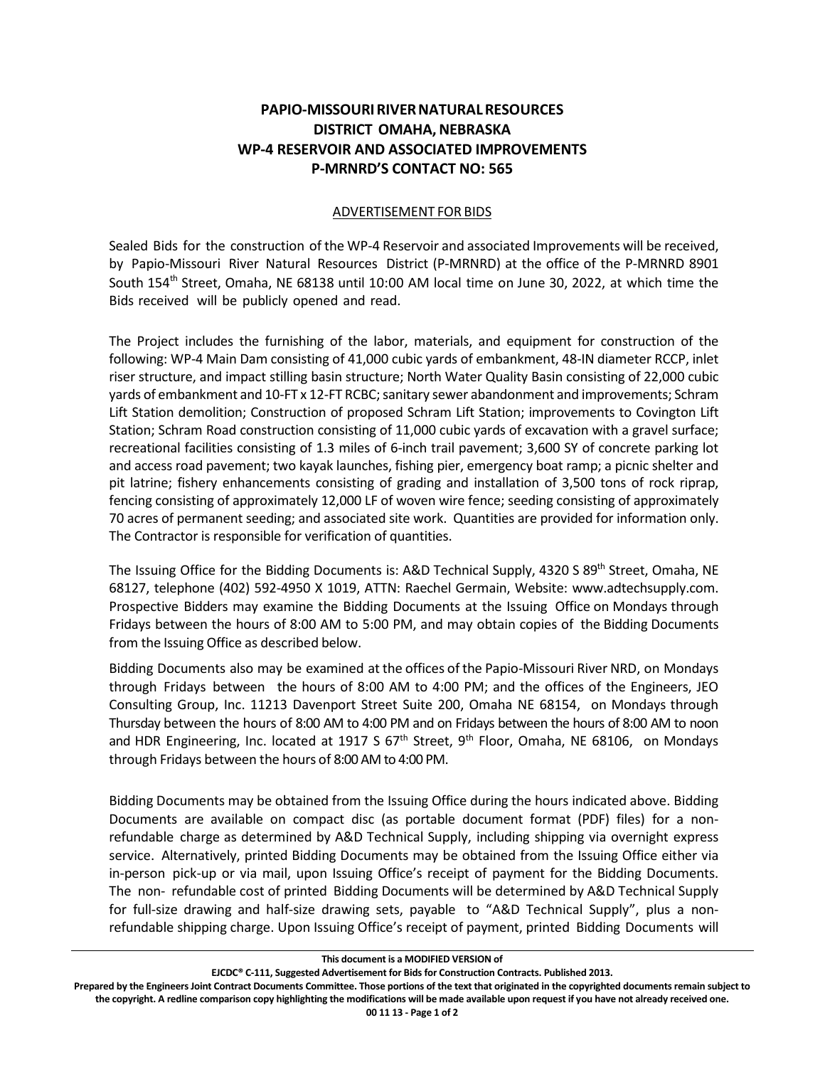# PAPIO-MISSOURI RIVER NATURAL RESOURCES DISTRICT OMAHA, NEBRASKA
# WP-4 RESERVOIR AND ASSOCIATED IMPROVEMENTS
# P-MRNRD'S CONTACT NO: 565

## ADVERTISEMENT FOR BIDS

Sealed Bids for the construction of the WP-4 Reservoir and associated Improvements will be received, by Papio-Missouri River Natural Resources District (P-MRNRD) at the office of the P-MRNRD 8901 South 154th Street, Omaha, NE 68138 until 10:00 AM local time on June 30, 2022, at which time the Bids received will be publicly opened and read.

The Project includes the furnishing of the labor, materials, and equipment for construction of the following: WP-4 Main Dam consisting of 41,000 cubic yards of embankment, 48-IN diameter RCCP, inlet riser structure, and impact stilling basin structure; North Water Quality Basin consisting of 22,000 cubic yards of embankment and 10-FT x 12-FT RCBC; sanitary sewer abandonment and improvements; Schram Lift Station demolition; Construction of proposed Schram Lift Station; improvements to Covington Lift Station; Schram Road construction consisting of 11,000 cubic yards of excavation with a gravel surface; recreational facilities consisting of 1.3 miles of 6-inch trail pavement; 3,600 SY of concrete parking lot and access road pavement; two kayak launches, fishing pier, emergency boat ramp; a picnic shelter and pit latrine; fishery enhancements consisting of grading and installation of 3,500 tons of rock riprap, fencing consisting of approximately 12,000 LF of woven wire fence; seeding consisting of approximately 70 acres of permanent seeding; and associated site work. Quantities are provided for information only. The Contractor is responsible for verification of quantities.

The Issuing Office for the Bidding Documents is: A&D Technical Supply, 4320 S 89th Street, Omaha, NE 68127, telephone (402) 592-4950 X 1019, ATTN: Raechel Germain, Website: www.adtechsupply.com. Prospective Bidders may examine the Bidding Documents at the Issuing Office on Mondays through Fridays between the hours of 8:00 AM to 5:00 PM, and may obtain copies of the Bidding Documents from the Issuing Office as described below.

Bidding Documents also may be examined at the offices of the Papio-Missouri River NRD, on Mondays through Fridays between the hours of 8:00 AM to 4:00 PM; and the offices of the Engineers, JEO Consulting Group, Inc. 11213 Davenport Street Suite 200, Omaha NE 68154, on Mondays through Thursday between the hours of 8:00 AM to 4:00 PM and on Fridays between the hours of 8:00 AM to noon and HDR Engineering, Inc. located at 1917 S 67th Street, 9th Floor, Omaha, NE 68106, on Mondays through Fridays between the hours of 8:00 AM to 4:00 PM.

Bidding Documents may be obtained from the Issuing Office during the hours indicated above. Bidding Documents are available on compact disc (as portable document format (PDF) files) for a non-refundable charge as determined by A&D Technical Supply, including shipping via overnight express service. Alternatively, printed Bidding Documents may be obtained from the Issuing Office either via in-person pick-up or via mail, upon Issuing Office's receipt of payment for the Bidding Documents. The non- refundable cost of printed Bidding Documents will be determined by A&D Technical Supply for full-size drawing and half-size drawing sets, payable to "A&D Technical Supply", plus a non-refundable shipping charge. Upon Issuing Office's receipt of payment, printed Bidding Documents will

**This document is a MODIFIED VERSION of EJCDC® C-111, Suggested Advertisement for Bids for Construction Contracts. Published 2013. Prepared by the Engineers Joint Contract Documents Committee. Those portions of the text that originated in the copyrighted documents remain subject to the copyright. A redline comparison copy highlighting the modifications will be made available upon request if you have not already received one.**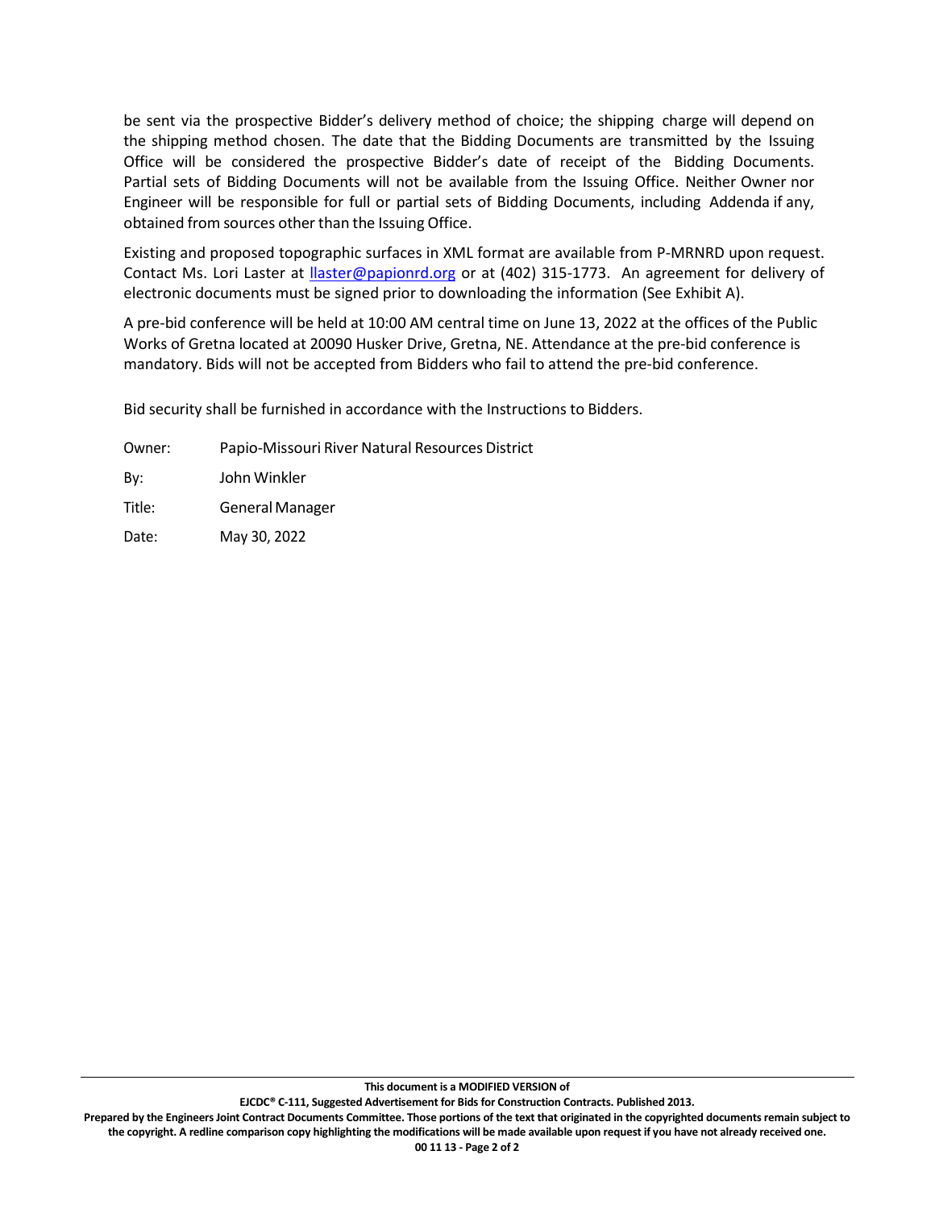be sent via the prospective Bidder's delivery method of choice; the shipping charge will depend on the shipping method chosen. The date that the Bidding Documents are transmitted by the Issuing Office will be considered the prospective Bidder's date of receipt of the Bidding Documents. Partial sets of Bidding Documents will not be available from the Issuing Office. Neither Owner nor Engineer will be responsible for full or partial sets of Bidding Documents, including Addenda if any, obtained from sources other than the Issuing Office.

Existing and proposed topographic surfaces in XML format are available from P-MRNRD upon request. Contact Ms. Lori Laster at llaster@papionrd.org or at (402) 315-1773. An agreement for delivery of electronic documents must be signed prior to downloading the information (See Exhibit A).

A pre-bid conference will be held at 10:00 AM central time on June 13, 2022 at the offices of the Public Works of Gretna located at 20090 Husker Drive, Gretna, NE. Attendance at the pre-bid conference is mandatory. Bids will not be accepted from Bidders who fail to attend the pre-bid conference.

Bid security shall be furnished in accordance with the Instructions to Bidders.

| | |
|---|---|
| Owner: | Papio-Missouri River Natural Resources District |
| By: | John Winkler |
| Title: | General Manager |
| Date: | May 30, 2022 |

**This document is a MODIFIED VERSION of**

**EJCDC® C-111, Suggested Advertisement for Bids for Construction Contracts. Published 2013.**

**Prepared by the Engineers Joint Contract Documents Committee. Those portions of the text that originated in the copyrighted documents remain subject to the copyright. A redline comparison copy highlighting the modifications will be made available upon request if you have not already received one.**